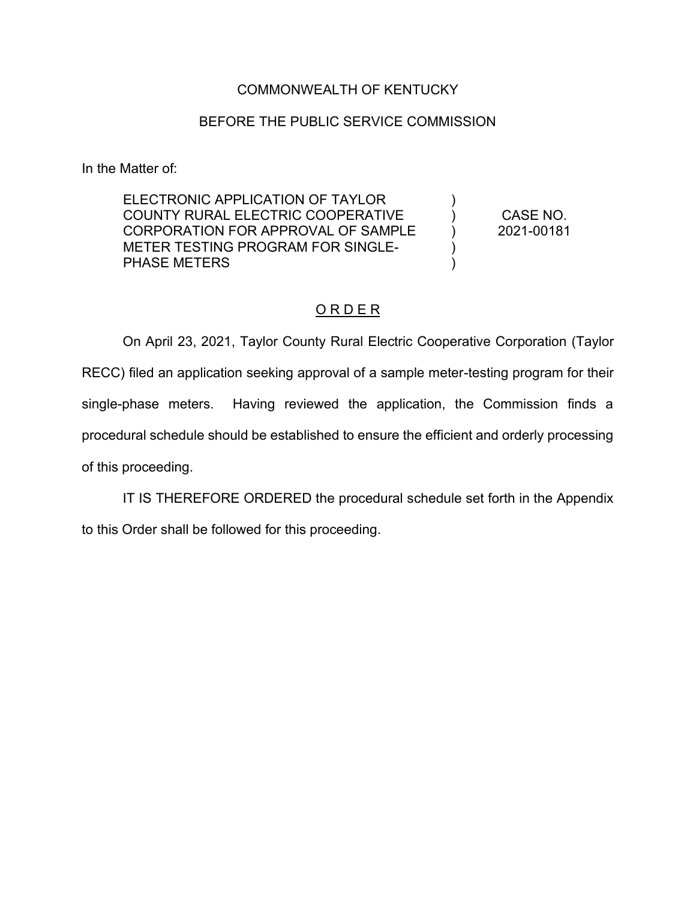COMMONWEALTH OF KENTUCKY

BEFORE THE PUBLIC SERVICE COMMISSION

In the Matter of:

| | | |
|---|---|---|
| ELECTRONIC APPLICATION OF TAYLOR COUNTY RURAL ELECTRIC COOPERATIVE CORPORATION FOR APPROVAL OF SAMPLE METER TESTING PROGRAM FOR SINGLE-PHASE METERS | ) ) ) ) ) | CASE NO. 2021-00181 |

## O R D E R

On April 23, 2021, Taylor County Rural Electric Cooperative Corporation (Taylor RECC) filed an application seeking approval of a sample meter-testing program for their single-phase meters. Having reviewed the application, the Commission finds a procedural schedule should be established to ensure the efficient and orderly processing of this proceeding.

IT IS THEREFORE ORDERED the procedural schedule set forth in the Appendix to this Order shall be followed for this proceeding.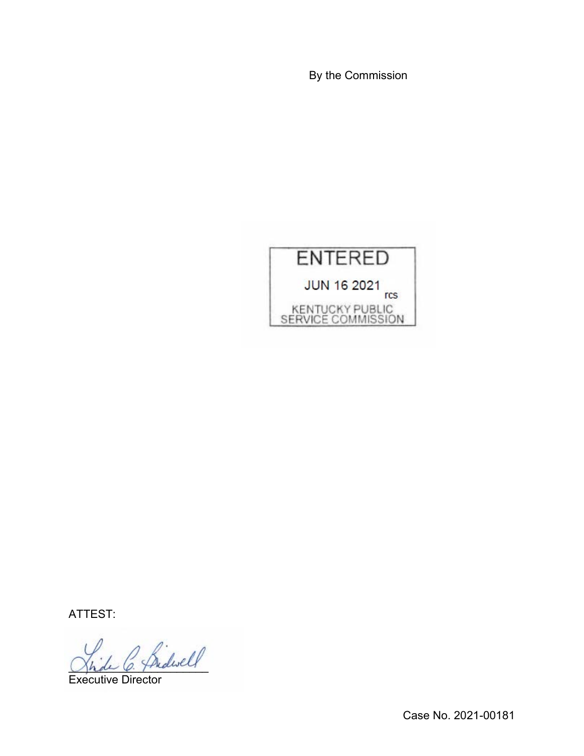By the Commission

ENTERED

JUN 16 2021 rcs

KENTUCKY PUBLIC SERVICE COMMISSION

ATTEST:

Executive Director

Case No. 2021-00181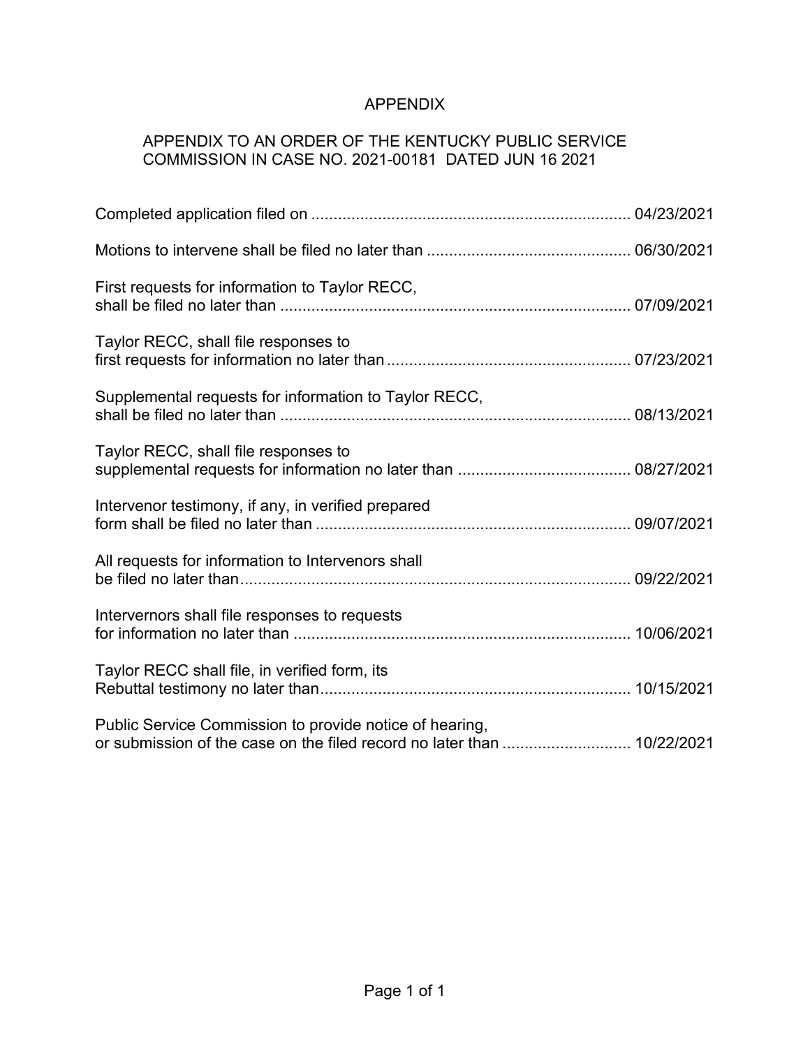# APPENDIX

## APPENDIX TO AN ORDER OF THE KENTUCKY PUBLIC SERVICE COMMISSION IN CASE NO. 2021-00181 DATED JUN 16 2021

Completed application filed on ........................................................................ 04/23/2021

Motions to intervene shall be filed no later than .............................................. 06/30/2021

First requests for information to Taylor RECC,
shall be filed no later than ............................................................................... 07/09/2021

Taylor RECC, shall file responses to
first requests for information no later than ....................................................... 07/23/2021

Supplemental requests for information to Taylor RECC,
shall be filed no later than ............................................................................... 08/13/2021

Taylor RECC, shall file responses to
supplemental requests for information no later than ....................................... 08/27/2021

Intervenor testimony, if any, in verified prepared
form shall be filed no later than ....................................................................... 09/07/2021

All requests for information to Intervenors shall
be filed no later than......................................................................................... 09/22/2021

Intervernors shall file responses to requests
for information no later than ............................................................................ 10/06/2021

Taylor RECC shall file, in verified form, its
Rebuttal testimony no later than...................................................................... 10/15/2021

Public Service Commission to provide notice of hearing,
or submission of the case on the filed record no later than ............................. 10/22/2021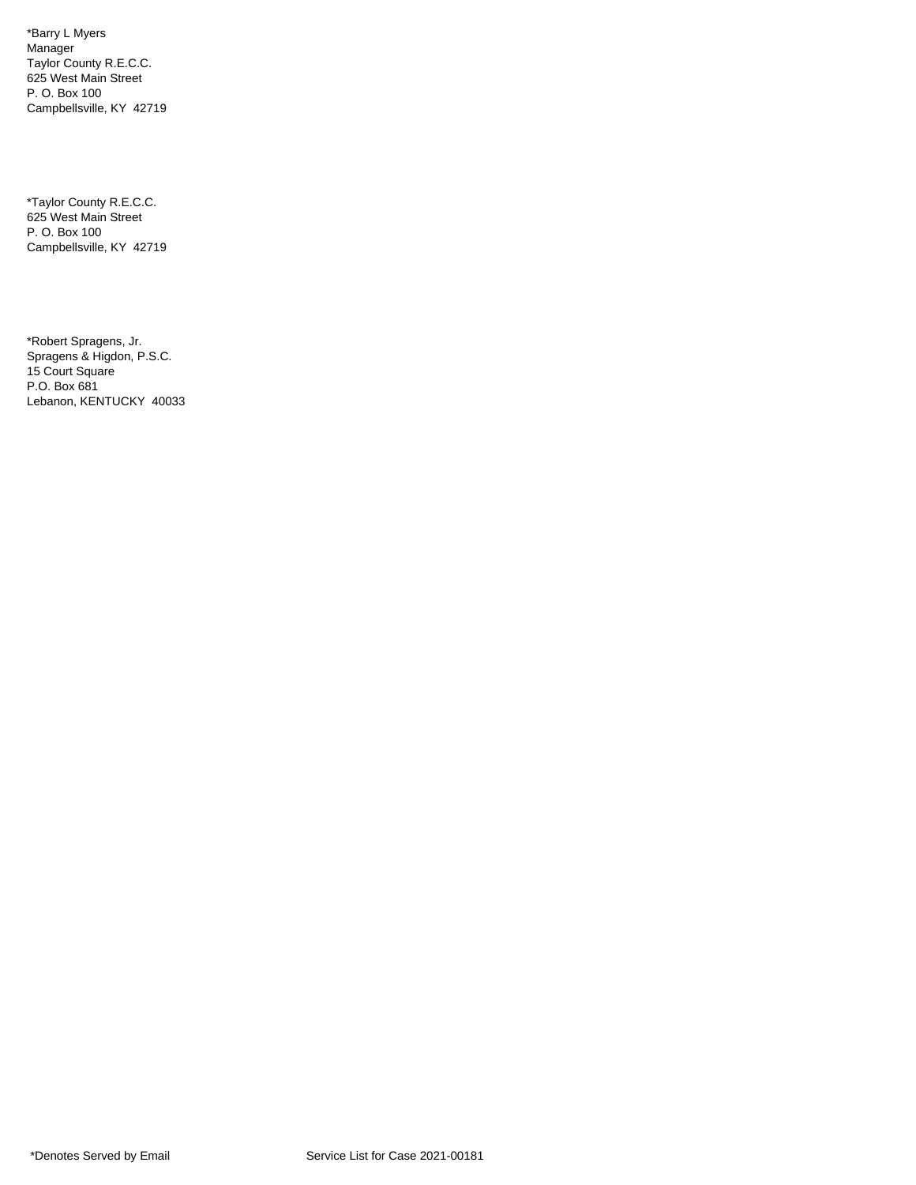*Barry L Myers
Manager
Taylor County R.E.C.C.
625 West Main Street
P. O. Box 100
Campbellsville, KY  42719

*Taylor County R.E.C.C.
625 West Main Street
P. O. Box 100
Campbellsville, KY  42719

*Robert Spragens, Jr.
Spragens & Higdon, P.S.C.
15 Court Square
P.O. Box 681
Lebanon, KENTUCKY  40033

*Denotes Served by Email

Service List for Case 2021-00181